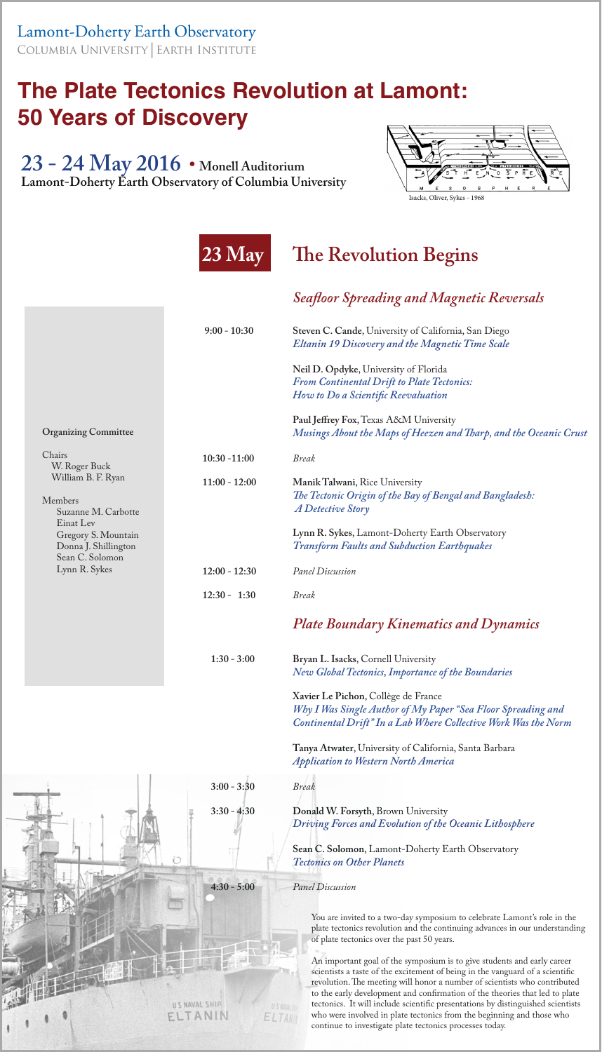Lamont-Doherty Earth Observatory
COLUMBIA UNIVERSITY | EARTH INSTITUTE

# The Plate Tectonics Revolution at Lamont: 50 Years of Discovery

## 23 - 24 May 2016 • Monell Auditorium

**Lamont-Doherty Earth Observatory of Columbia University**

Isacks, Oliver, Sykes - 1968

**Organizing Committee**

Chairs
- W. Roger Buck
- William B. F. Ryan

Members
- Suzanne M. Carbotte
- Einat Lev
- Gregory S. Mountain
- Donna J. Shillington
- Sean C. Solomon
- Lynn R. Sykes

## 23 May — The Revolution Begins

### *Seafloor Spreading and Magnetic Reversals*

**9:00 - 10:30**

**Steven C. Cande**, University of California, San Diego
*Eltanin 19 Discovery and the Magnetic Time Scale*

**Neil D. Opdyke**, University of Florida
*From Continental Drift to Plate Tectonics: How to Do a Scientific Reevaluation*

**Paul Jeffrey Fox**, Texas A&M University
*Musings About the Maps of Heezen and Tharp, and the Oceanic Crust*

**10:30 -11:00** *Break*

**11:00 - 12:00**

**Manik Talwani**, Rice University
*The Tectonic Origin of the Bay of Bengal and Bangladesh: A Detective Story*

**Lynn R. Sykes**, Lamont-Doherty Earth Observatory
*Transform Faults and Subduction Earthquakes*

**12:00 - 12:30** *Panel Discussion*

**12:30 - 1:30** *Break*

### *Plate Boundary Kinematics and Dynamics*

**1:30 - 3:00**

**Bryan L. Isacks**, Cornell University
*New Global Tectonics, Importance of the Boundaries*

**Xavier Le Pichon**, Collège de France
*Why I Was Single Author of My Paper "Sea Floor Spreading and Continental Drift" In a Lab Where Collective Work Was the Norm*

**Tanya Atwater**, University of California, Santa Barbara
*Application to Western North America*

**3:00 - 3:30** *Break*

**3:30 - 4:30**

**Donald W. Forsyth**, Brown University
*Driving Forces and Evolution of the Oceanic Lithosphere*

**Sean C. Solomon**, Lamont-Doherty Earth Observatory
*Tectonics on Other Planets*

**4:30 - 5:00** *Panel Discussion*

You are invited to a two-day symposium to celebrate Lamont's role in the plate tectonics revolution and the continuing advances in our understanding of plate tectonics over the past 50 years.

An important goal of the symposium is to give students and early career scientists a taste of the excitement of being in the vanguard of a scientific revolution. The meeting will honor a number of scientists who contributed to the early development and confirmation of the theories that led to plate tectonics. It will include scientific presentations by distinguished scientists who were involved in plate tectonics from the beginning and those who continue to investigate plate tectonics processes today.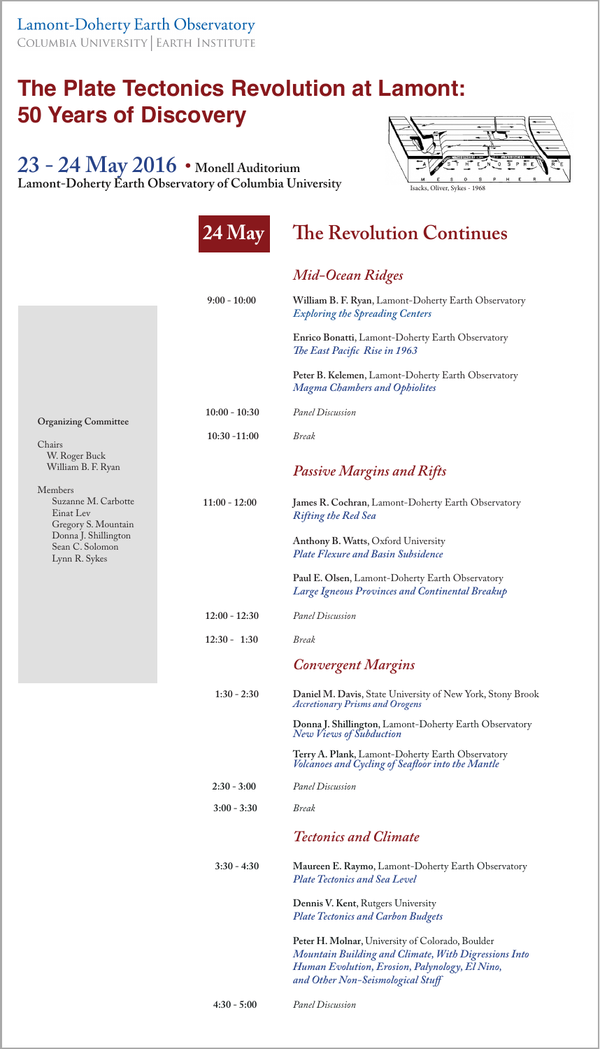Lamont-Doherty Earth Observatory
Columbia University | Earth Institute

# The Plate Tectonics Revolution at Lamont: 50 Years of Discovery

## 23 - 24 May 2016 • Monell Auditorium

**Lamont-Doherty Earth Observatory of Columbia University**

Isacks, Oliver, Sykes - 1968

## 24 May — The Revolution Continues

### *Mid-Ocean Ridges*

**9:00 - 10:00**

**William B. F. Ryan**, Lamont-Doherty Earth Observatory
***Exploring the Spreading Centers***

**Enrico Bonatti**, Lamont-Doherty Earth Observatory
***The East Pacific Rise in 1963***

**Peter B. Kelemen**, Lamont-Doherty Earth Observatory
***Magma Chambers and Ophiolites***

**10:00 - 10:30** *Panel Discussion*

**10:30 -11:00** *Break*

### *Passive Margins and Rifts*

**11:00 - 12:00**

**James R. Cochran**, Lamont-Doherty Earth Observatory
***Rifting the Red Sea***

**Anthony B. Watts**, Oxford University
***Plate Flexure and Basin Subsidence***

**Paul E. Olsen**, Lamont-Doherty Earth Observatory
***Large Igneous Provinces and Continental Breakup***

**12:00 - 12:30** *Panel Discussion*

**12:30 - 1:30** *Break*

### *Convergent Margins*

**1:30 - 2:30**

**Daniel M. Davis**, State University of New York, Stony Brook
***Accretionary Prisms and Orogens***

**Donna J. Shillington**, Lamont-Doherty Earth Observatory
***New Views of Subduction***

**Terry A. Plank**, Lamont-Doherty Earth Observatory
***Volcanoes and Cycling of Seafloor into the Mantle***

**2:30 - 3:00** *Panel Discussion*

**3:00 - 3:30** *Break*

### *Tectonics and Climate*

**3:30 - 4:30**

**Maureen E. Raymo**, Lamont-Doherty Earth Observatory
***Plate Tectonics and Sea Level***

**Dennis V. Kent**, Rutgers University
***Plate Tectonics and Carbon Budgets***

**Peter H. Molnar**, University of Colorado, Boulder
***Mountain Building and Climate, With Digressions Into Human Evolution, Erosion, Palynology, El Nino, and Other Non-Seismological Stuff***

**4:30 - 5:00** *Panel Discussion*

---

**Organizing Committee**

Chairs
- W. Roger Buck
- William B. F. Ryan

Members
- Suzanne M. Carbotte
- Einat Lev
- Gregory S. Mountain
- Donna J. Shillington
- Sean C. Solomon
- Lynn R. Sykes